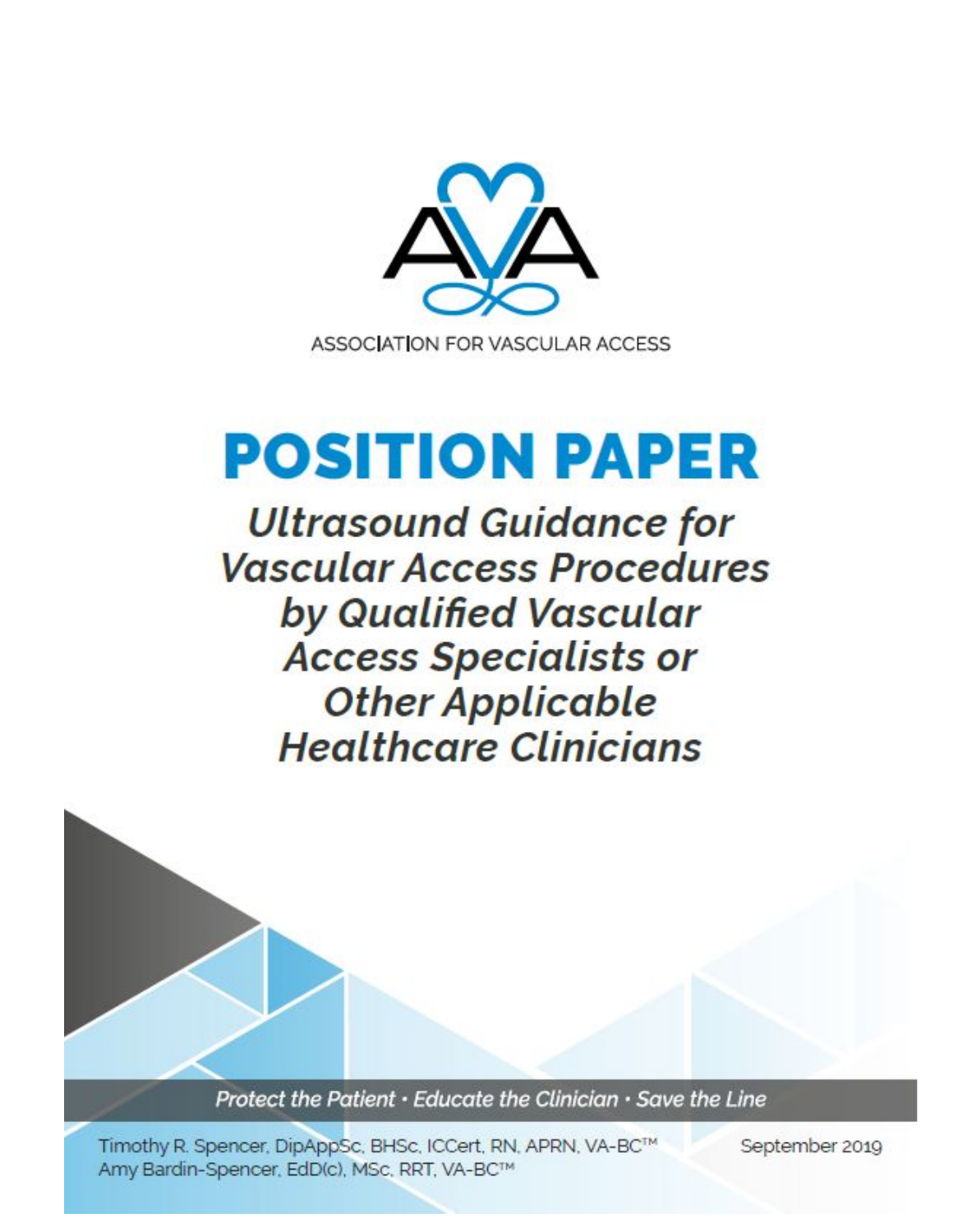ASSOCIATION FOR VASCULAR ACCESS

# POSITION PAPER

## *Ultrasound Guidance for Vascular Access Procedures by Qualified Vascular Access Specialists or Other Applicable Healthcare Clinicians*

*Protect the Patient · Educate the Clinician · Save the Line*

Timothy R. Spencer, DipAppSc, BHSc, ICCert, RN, APRN, VA-BC™
Amy Bardin-Spencer, EdD(c), MSc, RRT, VA-BC™

September 2019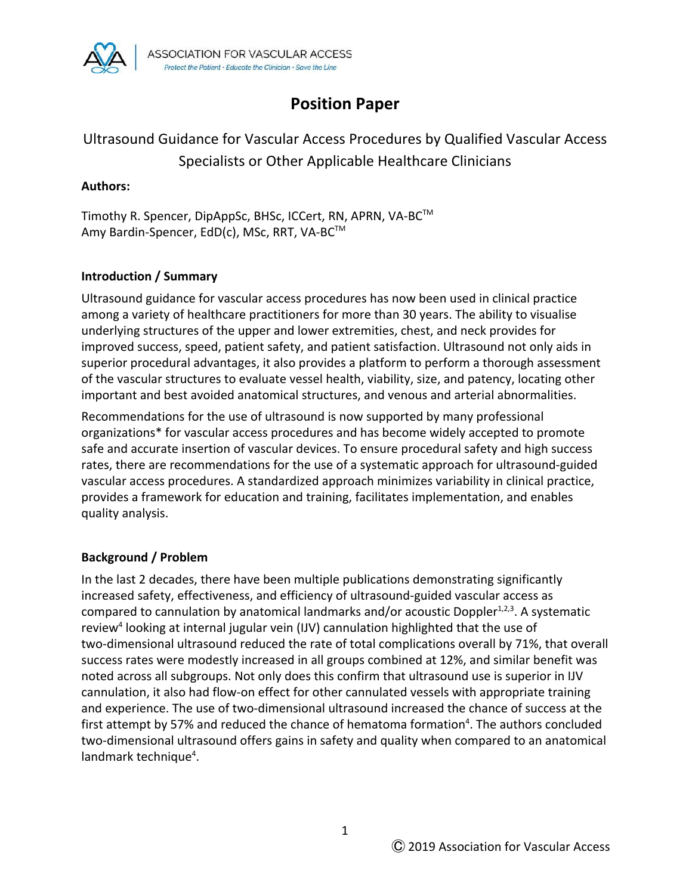# Position Paper

## Ultrasound Guidance for Vascular Access Procedures by Qualified Vascular Access Specialists or Other Applicable Healthcare Clinicians

**Authors:**

Timothy R. Spencer, DipAppSc, BHSc, ICCert, RN, APRN, VA-BC™
Amy Bardin-Spencer, EdD(c), MSc, RRT, VA-BC™

### Introduction / Summary

Ultrasound guidance for vascular access procedures has now been used in clinical practice among a variety of healthcare practitioners for more than 30 years. The ability to visualise underlying structures of the upper and lower extremities, chest, and neck provides for improved success, speed, patient safety, and patient satisfaction. Ultrasound not only aids in superior procedural advantages, it also provides a platform to perform a thorough assessment of the vascular structures to evaluate vessel health, viability, size, and patency, locating other important and best avoided anatomical structures, and venous and arterial abnormalities.

Recommendations for the use of ultrasound is now supported by many professional organizations* for vascular access procedures and has become widely accepted to promote safe and accurate insertion of vascular devices. To ensure procedural safety and high success rates, there are recommendations for the use of a systematic approach for ultrasound-guided vascular access procedures. A standardized approach minimizes variability in clinical practice, provides a framework for education and training, facilitates implementation, and enables quality analysis.

### Background / Problem

In the last 2 decades, there have been multiple publications demonstrating significantly increased safety, effectiveness, and efficiency of ultrasound-guided vascular access as compared to cannulation by anatomical landmarks and/or acoustic Doppler[1,2,3]. A systematic review[4] looking at internal jugular vein (IJV) cannulation highlighted that the use of two-dimensional ultrasound reduced the rate of total complications overall by 71%, that overall success rates were modestly increased in all groups combined at 12%, and similar benefit was noted across all subgroups. Not only does this confirm that ultrasound use is superior in IJV cannulation, it also had flow-on effect for other cannulated vessels with appropriate training and experience. The use of two-dimensional ultrasound increased the chance of success at the first attempt by 57% and reduced the chance of hematoma formation[4]. The authors concluded two-dimensional ultrasound offers gains in safety and quality when compared to an anatomical landmark technique[4].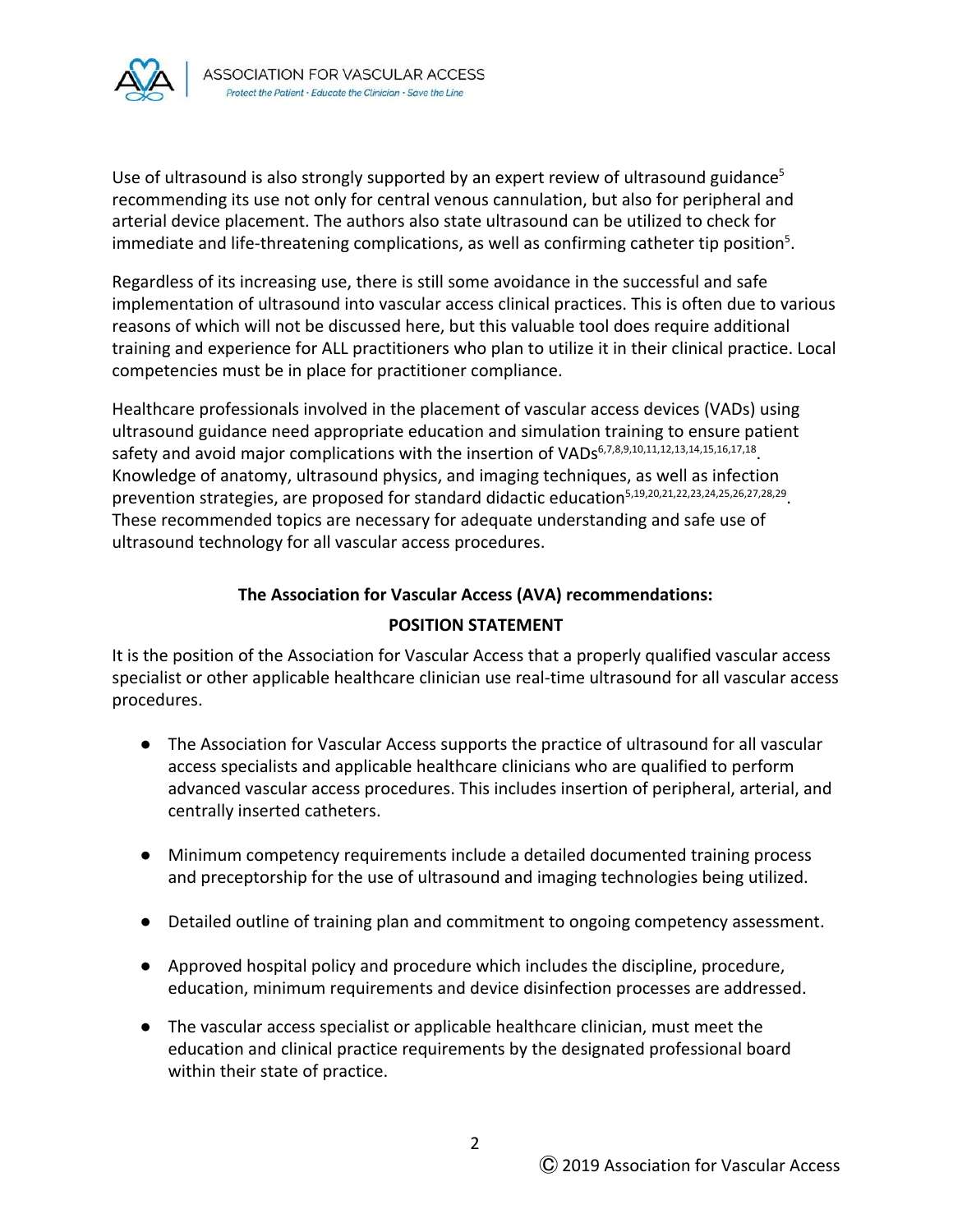Use of ultrasound is also strongly supported by an expert review of ultrasound guidance[5] recommending its use not only for central venous cannulation, but also for peripheral and arterial device placement. The authors also state ultrasound can be utilized to check for immediate and life-threatening complications, as well as confirming catheter tip position[5].

Regardless of its increasing use, there is still some avoidance in the successful and safe implementation of ultrasound into vascular access clinical practices. This is often due to various reasons of which will not be discussed here, but this valuable tool does require additional training and experience for ALL practitioners who plan to utilize it in their clinical practice. Local competencies must be in place for practitioner compliance.

Healthcare professionals involved in the placement of vascular access devices (VADs) using ultrasound guidance need appropriate education and simulation training to ensure patient safety and avoid major complications with the insertion of VADs[6,7,8,9,10,11,12,13,14,15,16,17,18]. Knowledge of anatomy, ultrasound physics, and imaging techniques, as well as infection prevention strategies, are proposed for standard didactic education[5,19,20,21,22,23,24,25,26,27,28,29]. These recommended topics are necessary for adequate understanding and safe use of ultrasound technology for all vascular access procedures.

**The Association for Vascular Access (AVA) recommendations:**

**POSITION STATEMENT**

It is the position of the Association for Vascular Access that a properly qualified vascular access specialist or other applicable healthcare clinician use real-time ultrasound for all vascular access procedures.

- The Association for Vascular Access supports the practice of ultrasound for all vascular access specialists and applicable healthcare clinicians who are qualified to perform advanced vascular access procedures. This includes insertion of peripheral, arterial, and centrally inserted catheters.
- Minimum competency requirements include a detailed documented training process and preceptorship for the use of ultrasound and imaging technologies being utilized.
- Detailed outline of training plan and commitment to ongoing competency assessment.
- Approved hospital policy and procedure which includes the discipline, procedure, education, minimum requirements and device disinfection processes are addressed.
- The vascular access specialist or applicable healthcare clinician, must meet the education and clinical practice requirements by the designated professional board within their state of practice.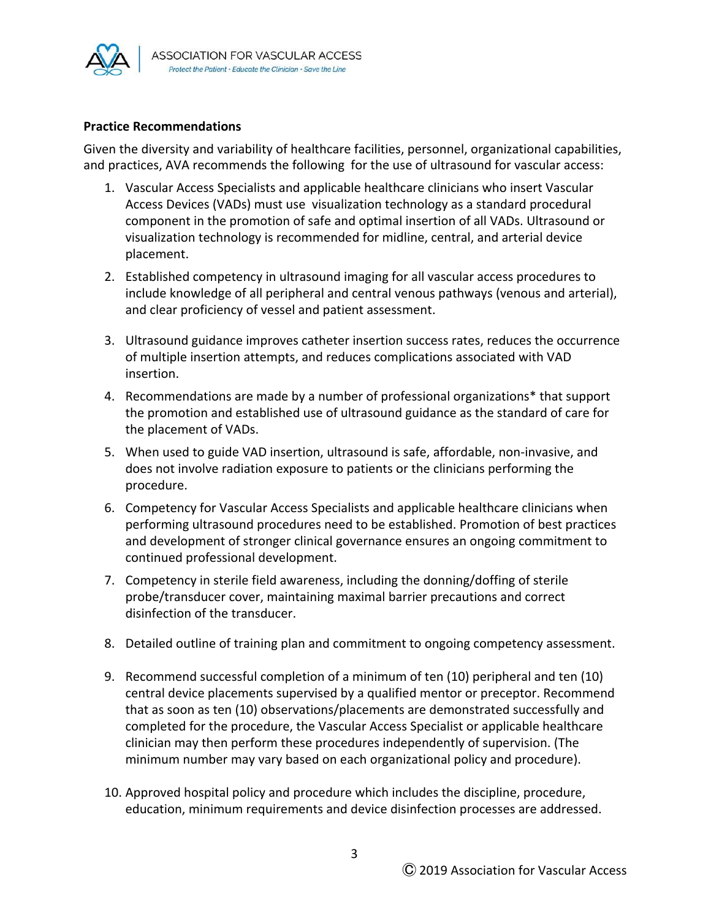**Practice Recommendations**

Given the diversity and variability of healthcare facilities, personnel, organizational capabilities, and practices, AVA recommends the following for the use of ultrasound for vascular access:

1. Vascular Access Specialists and applicable healthcare clinicians who insert Vascular Access Devices (VADs) must use visualization technology as a standard procedural component in the promotion of safe and optimal insertion of all VADs. Ultrasound or visualization technology is recommended for midline, central, and arterial device placement.
2. Established competency in ultrasound imaging for all vascular access procedures to include knowledge of all peripheral and central venous pathways (venous and arterial), and clear proficiency of vessel and patient assessment.
3. Ultrasound guidance improves catheter insertion success rates, reduces the occurrence of multiple insertion attempts, and reduces complications associated with VAD insertion.
4. Recommendations are made by a number of professional organizations* that support the promotion and established use of ultrasound guidance as the standard of care for the placement of VADs.
5. When used to guide VAD insertion, ultrasound is safe, affordable, non-invasive, and does not involve radiation exposure to patients or the clinicians performing the procedure.
6. Competency for Vascular Access Specialists and applicable healthcare clinicians when performing ultrasound procedures need to be established. Promotion of best practices and development of stronger clinical governance ensures an ongoing commitment to continued professional development.
7. Competency in sterile field awareness, including the donning/doffing of sterile probe/transducer cover, maintaining maximal barrier precautions and correct disinfection of the transducer.
8. Detailed outline of training plan and commitment to ongoing competency assessment.
9. Recommend successful completion of a minimum of ten (10) peripheral and ten (10) central device placements supervised by a qualified mentor or preceptor. Recommend that as soon as ten (10) observations/placements are demonstrated successfully and completed for the procedure, the Vascular Access Specialist or applicable healthcare clinician may then perform these procedures independently of supervision. (The minimum number may vary based on each organizational policy and procedure).
10. Approved hospital policy and procedure which includes the discipline, procedure, education, minimum requirements and device disinfection processes are addressed.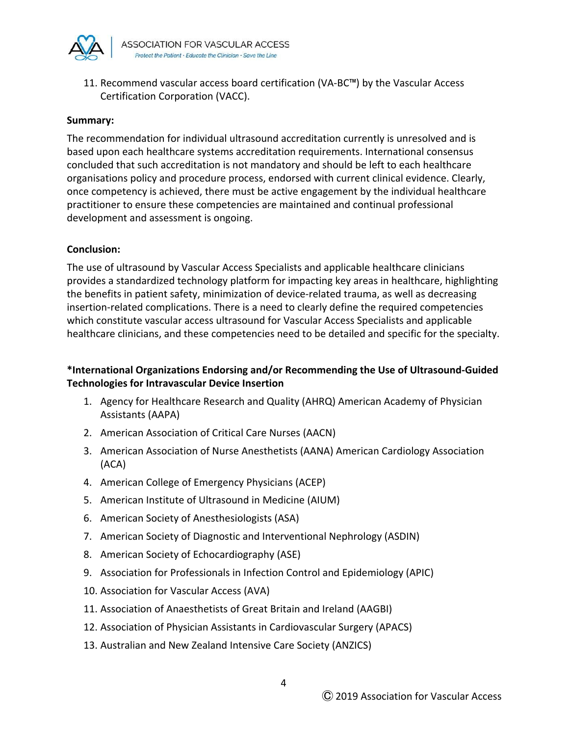11. Recommend vascular access board certification (VA-BC™) by the Vascular Access Certification Corporation (VACC).

**Summary:**

The recommendation for individual ultrasound accreditation currently is unresolved and is based upon each healthcare systems accreditation requirements. International consensus concluded that such accreditation is not mandatory and should be left to each healthcare organisations policy and procedure process, endorsed with current clinical evidence. Clearly, once competency is achieved, there must be active engagement by the individual healthcare practitioner to ensure these competencies are maintained and continual professional development and assessment is ongoing.

**Conclusion:**

The use of ultrasound by Vascular Access Specialists and applicable healthcare clinicians provides a standardized technology platform for impacting key areas in healthcare, highlighting the benefits in patient safety, minimization of device-related trauma, as well as decreasing insertion-related complications. There is a need to clearly define the required competencies which constitute vascular access ultrasound for Vascular Access Specialists and applicable healthcare clinicians, and these competencies need to be detailed and specific for the specialty.

**\*International Organizations Endorsing and/or Recommending the Use of Ultrasound-Guided Technologies for Intravascular Device Insertion**

1. Agency for Healthcare Research and Quality (AHRQ) American Academy of Physician Assistants (AAPA)
2. American Association of Critical Care Nurses (AACN)
3. American Association of Nurse Anesthetists (AANA) American Cardiology Association (ACA)
4. American College of Emergency Physicians (ACEP)
5. American Institute of Ultrasound in Medicine (AIUM)
6. American Society of Anesthesiologists (ASA)
7. American Society of Diagnostic and Interventional Nephrology (ASDIN)
8. American Society of Echocardiography (ASE)
9. Association for Professionals in Infection Control and Epidemiology (APIC)
10. Association for Vascular Access (AVA)
11. Association of Anaesthetists of Great Britain and Ireland (AAGBI)
12. Association of Physician Assistants in Cardiovascular Surgery (APACS)
13. Australian and New Zealand Intensive Care Society (ANZICS)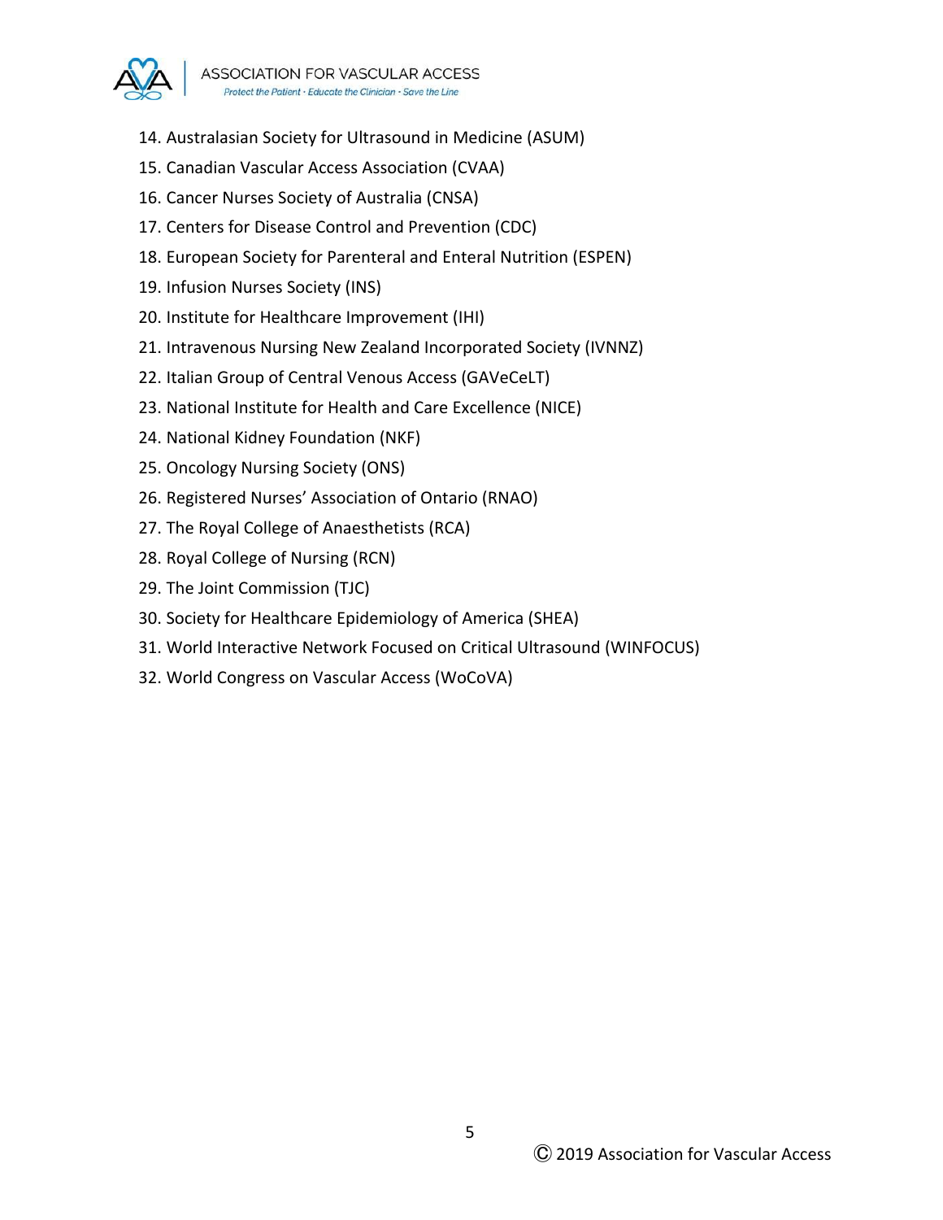14. Australasian Society for Ultrasound in Medicine (ASUM)
15. Canadian Vascular Access Association (CVAA)
16. Cancer Nurses Society of Australia (CNSA)
17. Centers for Disease Control and Prevention (CDC)
18. European Society for Parenteral and Enteral Nutrition (ESPEN)
19. Infusion Nurses Society (INS)
20. Institute for Healthcare Improvement (IHI)
21. Intravenous Nursing New Zealand Incorporated Society (IVNNZ)
22. Italian Group of Central Venous Access (GAVeCeLT)
23. National Institute for Health and Care Excellence (NICE)
24. National Kidney Foundation (NKF)
25. Oncology Nursing Society (ONS)
26. Registered Nurses' Association of Ontario (RNAO)
27. The Royal College of Anaesthetists (RCA)
28. Royal College of Nursing (RCN)
29. The Joint Commission (TJC)
30. Society for Healthcare Epidemiology of America (SHEA)
31. World Interactive Network Focused on Critical Ultrasound (WINFOCUS)
32. World Congress on Vascular Access (WoCoVA)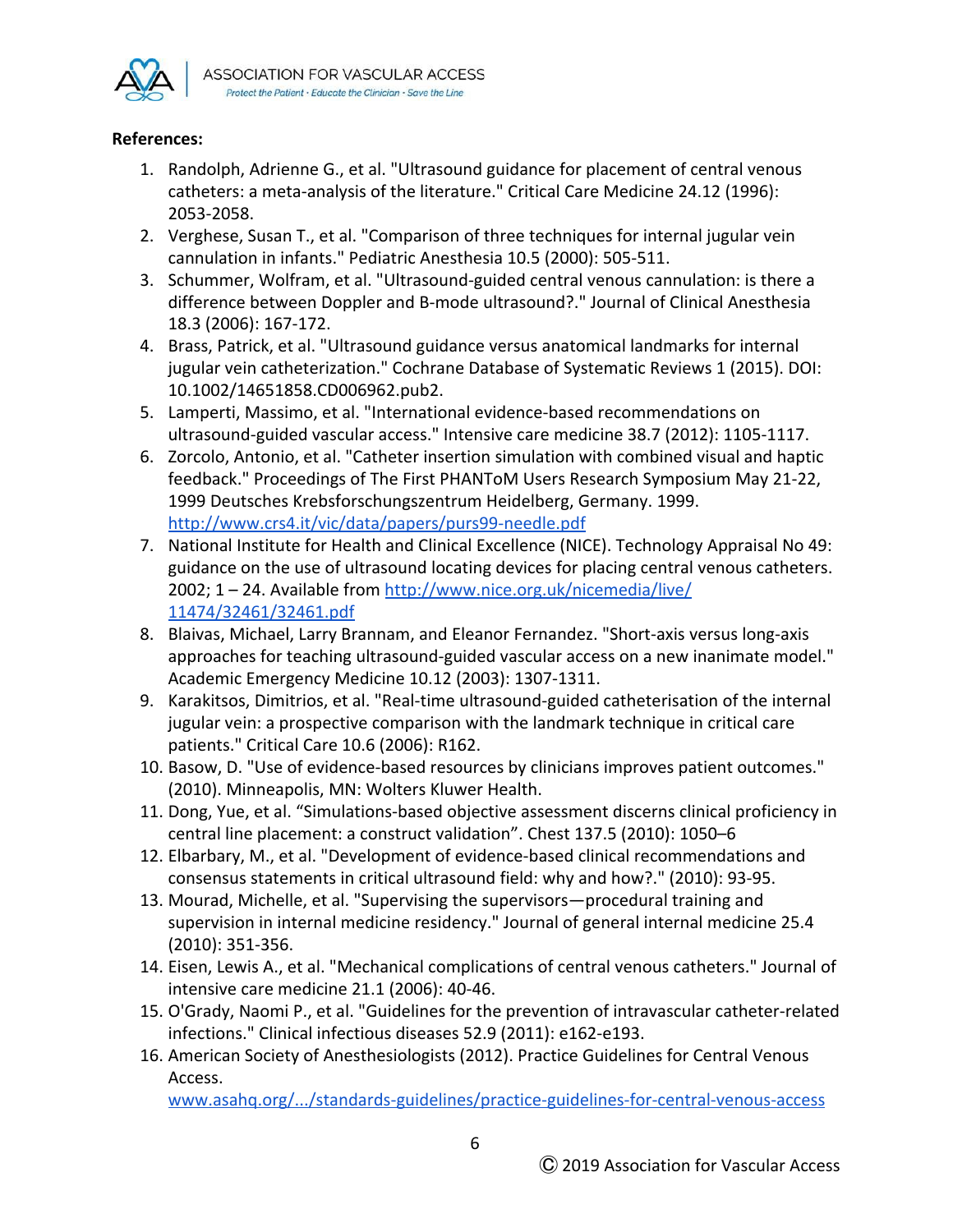**References:**

1. Randolph, Adrienne G., et al. "Ultrasound guidance for placement of central venous catheters: a meta-analysis of the literature." Critical Care Medicine 24.12 (1996): 2053-2058.
2. Verghese, Susan T., et al. "Comparison of three techniques for internal jugular vein cannulation in infants." Pediatric Anesthesia 10.5 (2000): 505-511.
3. Schummer, Wolfram, et al. "Ultrasound-guided central venous cannulation: is there a difference between Doppler and B-mode ultrasound?." Journal of Clinical Anesthesia 18.3 (2006): 167-172.
4. Brass, Patrick, et al. "Ultrasound guidance versus anatomical landmarks for internal jugular vein catheterization." Cochrane Database of Systematic Reviews 1 (2015). DOI: 10.1002/14651858.CD006962.pub2.
5. Lamperti, Massimo, et al. "International evidence-based recommendations on ultrasound-guided vascular access." Intensive care medicine 38.7 (2012): 1105-1117.
6. Zorcolo, Antonio, et al. "Catheter insertion simulation with combined visual and haptic feedback." Proceedings of The First PHANToM Users Research Symposium May 21-22, 1999 Deutsches Krebsforschungszentrum Heidelberg, Germany. 1999. [http://www.crs4.it/vic/data/papers/purs99-needle.pdf](http://www.crs4.it/vic/data/papers/purs99-needle.pdf)
7. National Institute for Health and Clinical Excellence (NICE). Technology Appraisal No 49: guidance on the use of ultrasound locating devices for placing central venous catheters. 2002; 1 – 24. Available from [http://www.nice.org.uk/nicemedia/live/11474/32461/32461.pdf](http://www.nice.org.uk/nicemedia/live/11474/32461/32461.pdf)
8. Blaivas, Michael, Larry Brannam, and Eleanor Fernandez. "Short-axis versus long-axis approaches for teaching ultrasound-guided vascular access on a new inanimate model." Academic Emergency Medicine 10.12 (2003): 1307-1311.
9. Karakitsos, Dimitrios, et al. "Real-time ultrasound-guided catheterisation of the internal jugular vein: a prospective comparison with the landmark technique in critical care patients." Critical Care 10.6 (2006): R162.
10. Basow, D. "Use of evidence-based resources by clinicians improves patient outcomes." (2010). Minneapolis, MN: Wolters Kluwer Health.
11. Dong, Yue, et al. "Simulations-based objective assessment discerns clinical proficiency in central line placement: a construct validation". Chest 137.5 (2010): 1050–6
12. Elbarbary, M., et al. "Development of evidence-based clinical recommendations and consensus statements in critical ultrasound field: why and how?." (2010): 93-95.
13. Mourad, Michelle, et al. "Supervising the supervisors—procedural training and supervision in internal medicine residency." Journal of general internal medicine 25.4 (2010): 351-356.
14. Eisen, Lewis A., et al. "Mechanical complications of central venous catheters." Journal of intensive care medicine 21.1 (2006): 40-46.
15. O'Grady, Naomi P., et al. "Guidelines for the prevention of intravascular catheter-related infections." Clinical infectious diseases 52.9 (2011): e162-e193.
16. American Society of Anesthesiologists (2012). Practice Guidelines for Central Venous Access. [www.asahq.org/.../standards-guidelines/practice-guidelines-for-central-venous-access](www.asahq.org/.../standards-guidelines/practice-guidelines-for-central-venous-access)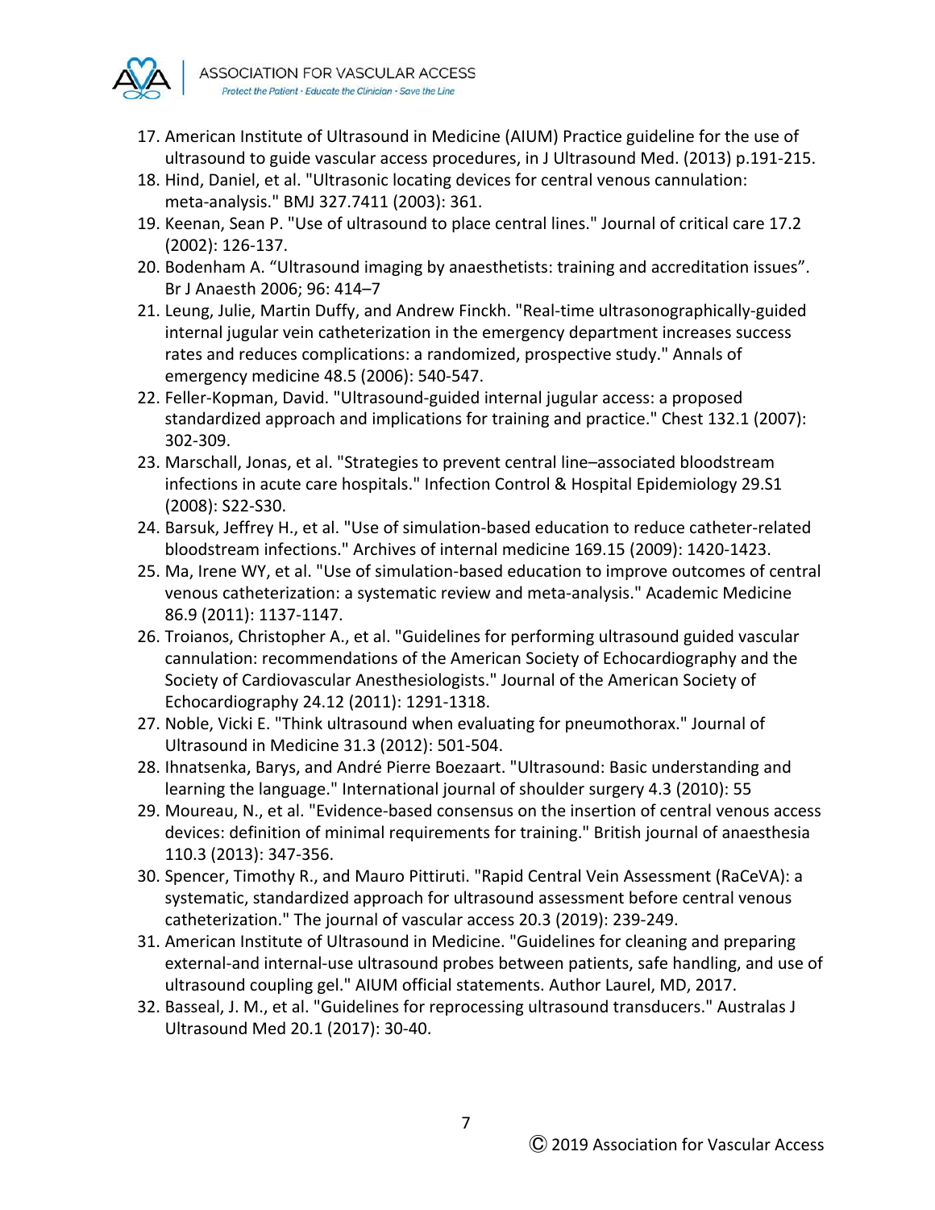17. American Institute of Ultrasound in Medicine (AIUM) Practice guideline for the use of ultrasound to guide vascular access procedures, in J Ultrasound Med. (2013) p.191-215.
18. Hind, Daniel, et al. "Ultrasonic locating devices for central venous cannulation: meta-analysis." BMJ 327.7411 (2003): 361.
19. Keenan, Sean P. "Use of ultrasound to place central lines." Journal of critical care 17.2 (2002): 126-137.
20. Bodenham A. "Ultrasound imaging by anaesthetists: training and accreditation issues". Br J Anaesth 2006; 96: 414–7
21. Leung, Julie, Martin Duffy, and Andrew Finckh. "Real-time ultrasonographically-guided internal jugular vein catheterization in the emergency department increases success rates and reduces complications: a randomized, prospective study." Annals of emergency medicine 48.5 (2006): 540-547.
22. Feller-Kopman, David. "Ultrasound-guided internal jugular access: a proposed standardized approach and implications for training and practice." Chest 132.1 (2007): 302-309.
23. Marschall, Jonas, et al. "Strategies to prevent central line–associated bloodstream infections in acute care hospitals." Infection Control & Hospital Epidemiology 29.S1 (2008): S22-S30.
24. Barsuk, Jeffrey H., et al. "Use of simulation-based education to reduce catheter-related bloodstream infections." Archives of internal medicine 169.15 (2009): 1420-1423.
25. Ma, Irene WY, et al. "Use of simulation-based education to improve outcomes of central venous catheterization: a systematic review and meta-analysis." Academic Medicine 86.9 (2011): 1137-1147.
26. Troianos, Christopher A., et al. "Guidelines for performing ultrasound guided vascular cannulation: recommendations of the American Society of Echocardiography and the Society of Cardiovascular Anesthesiologists." Journal of the American Society of Echocardiography 24.12 (2011): 1291-1318.
27. Noble, Vicki E. "Think ultrasound when evaluating for pneumothorax." Journal of Ultrasound in Medicine 31.3 (2012): 501-504.
28. Ihnatsenka, Barys, and André Pierre Boezaart. "Ultrasound: Basic understanding and learning the language." International journal of shoulder surgery 4.3 (2010): 55
29. Moureau, N., et al. "Evidence-based consensus on the insertion of central venous access devices: definition of minimal requirements for training." British journal of anaesthesia 110.3 (2013): 347-356.
30. Spencer, Timothy R., and Mauro Pittiruti. "Rapid Central Vein Assessment (RaCeVA): a systematic, standardized approach for ultrasound assessment before central venous catheterization." The journal of vascular access 20.3 (2019): 239-249.
31. American Institute of Ultrasound in Medicine. "Guidelines for cleaning and preparing external-and internal-use ultrasound probes between patients, safe handling, and use of ultrasound coupling gel." AIUM official statements. Author Laurel, MD, 2017.
32. Basseal, J. M., et al. "Guidelines for reprocessing ultrasound transducers." Australas J Ultrasound Med 20.1 (2017): 30-40.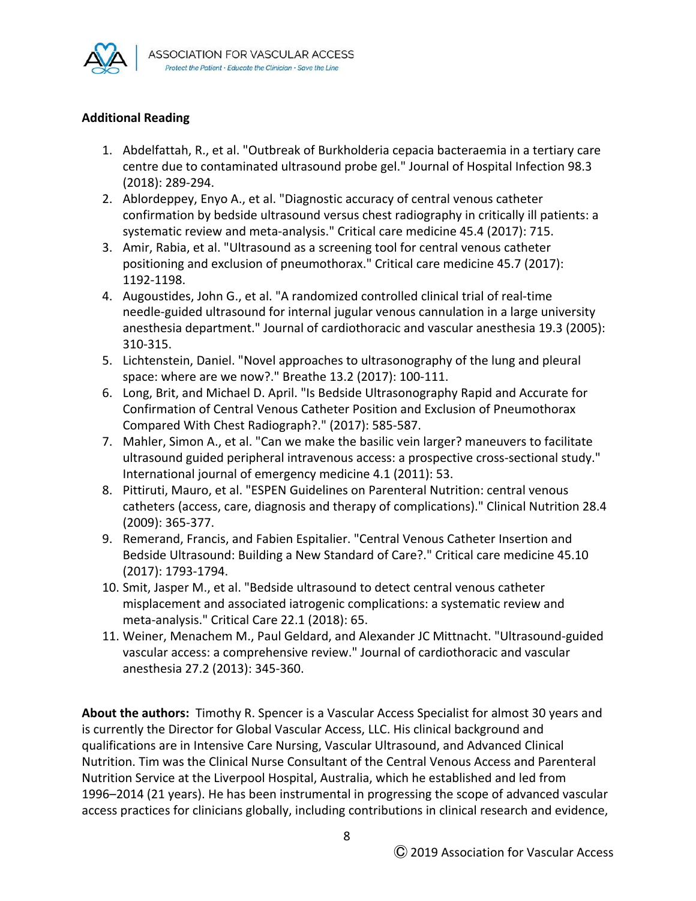**Additional Reading**

1. Abdelfattah, R., et al. "Outbreak of Burkholderia cepacia bacteraemia in a tertiary care centre due to contaminated ultrasound probe gel." Journal of Hospital Infection 98.3 (2018): 289-294.
2. Ablordeppey, Enyo A., et al. "Diagnostic accuracy of central venous catheter confirmation by bedside ultrasound versus chest radiography in critically ill patients: a systematic review and meta-analysis." Critical care medicine 45.4 (2017): 715.
3. Amir, Rabia, et al. "Ultrasound as a screening tool for central venous catheter positioning and exclusion of pneumothorax." Critical care medicine 45.7 (2017): 1192-1198.
4. Augoustides, John G., et al. "A randomized controlled clinical trial of real-time needle-guided ultrasound for internal jugular venous cannulation in a large university anesthesia department." Journal of cardiothoracic and vascular anesthesia 19.3 (2005): 310-315.
5. Lichtenstein, Daniel. "Novel approaches to ultrasonography of the lung and pleural space: where are we now?." Breathe 13.2 (2017): 100-111.
6. Long, Brit, and Michael D. April. "Is Bedside Ultrasonography Rapid and Accurate for Confirmation of Central Venous Catheter Position and Exclusion of Pneumothorax Compared With Chest Radiograph?." (2017): 585-587.
7. Mahler, Simon A., et al. "Can we make the basilic vein larger? maneuvers to facilitate ultrasound guided peripheral intravenous access: a prospective cross-sectional study." International journal of emergency medicine 4.1 (2011): 53.
8. Pittiruti, Mauro, et al. "ESPEN Guidelines on Parenteral Nutrition: central venous catheters (access, care, diagnosis and therapy of complications)." Clinical Nutrition 28.4 (2009): 365-377.
9. Remerand, Francis, and Fabien Espitalier. "Central Venous Catheter Insertion and Bedside Ultrasound: Building a New Standard of Care?." Critical care medicine 45.10 (2017): 1793-1794.
10. Smit, Jasper M., et al. "Bedside ultrasound to detect central venous catheter misplacement and associated iatrogenic complications: a systematic review and meta-analysis." Critical Care 22.1 (2018): 65.
11. Weiner, Menachem M., Paul Geldard, and Alexander JC Mittnacht. "Ultrasound-guided vascular access: a comprehensive review." Journal of cardiothoracic and vascular anesthesia 27.2 (2013): 345-360.

**About the authors:** Timothy R. Spencer is a Vascular Access Specialist for almost 30 years and is currently the Director for Global Vascular Access, LLC. His clinical background and qualifications are in Intensive Care Nursing, Vascular Ultrasound, and Advanced Clinical Nutrition. Tim was the Clinical Nurse Consultant of the Central Venous Access and Parenteral Nutrition Service at the Liverpool Hospital, Australia, which he established and led from 1996–2014 (21 years). He has been instrumental in progressing the scope of advanced vascular access practices for clinicians globally, including contributions in clinical research and evidence,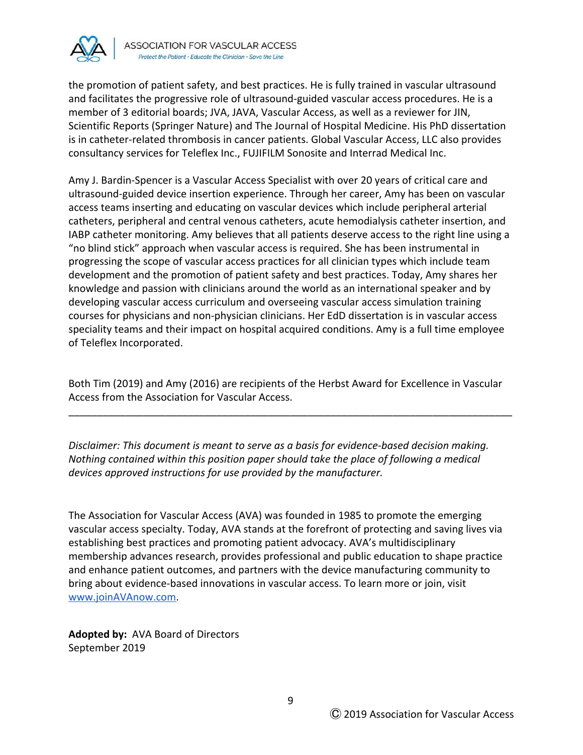the promotion of patient safety, and best practices. He is fully trained in vascular ultrasound and facilitates the progressive role of ultrasound-guided vascular access procedures. He is a member of 3 editorial boards; JVA, JAVA, Vascular Access, as well as a reviewer for JIN, Scientific Reports (Springer Nature) and The Journal of Hospital Medicine. His PhD dissertation is in catheter-related thrombosis in cancer patients. Global Vascular Access, LLC also provides consultancy services for Teleflex Inc., FUJIFILM Sonosite and Interrad Medical Inc.

Amy J. Bardin-Spencer is a Vascular Access Specialist with over 20 years of critical care and ultrasound-guided device insertion experience. Through her career, Amy has been on vascular access teams inserting and educating on vascular devices which include peripheral arterial catheters, peripheral and central venous catheters, acute hemodialysis catheter insertion, and IABP catheter monitoring. Amy believes that all patients deserve access to the right line using a "no blind stick" approach when vascular access is required. She has been instrumental in progressing the scope of vascular access practices for all clinician types which include team development and the promotion of patient safety and best practices. Today, Amy shares her knowledge and passion with clinicians around the world as an international speaker and by developing vascular access curriculum and overseeing vascular access simulation training courses for physicians and non-physician clinicians. Her EdD dissertation is in vascular access speciality teams and their impact on hospital acquired conditions. Amy is a full time employee of Teleflex Incorporated.

Both Tim (2019) and Amy (2016) are recipients of the Herbst Award for Excellence in Vascular Access from the Association for Vascular Access.

---

*Disclaimer: This document is meant to serve as a basis for evidence-based decision making. Nothing contained within this position paper should take the place of following a medical devices approved instructions for use provided by the manufacturer.*

The Association for Vascular Access (AVA) was founded in 1985 to promote the emerging vascular access specialty. Today, AVA stands at the forefront of protecting and saving lives via establishing best practices and promoting patient advocacy. AVA's multidisciplinary membership advances research, provides professional and public education to shape practice and enhance patient outcomes, and partners with the device manufacturing community to bring about evidence-based innovations in vascular access. To learn more or join, visit www.joinAVAnow.com.

**Adopted by:** AVA Board of Directors
September 2019

Ⓒ 2019 Association for Vascular Access